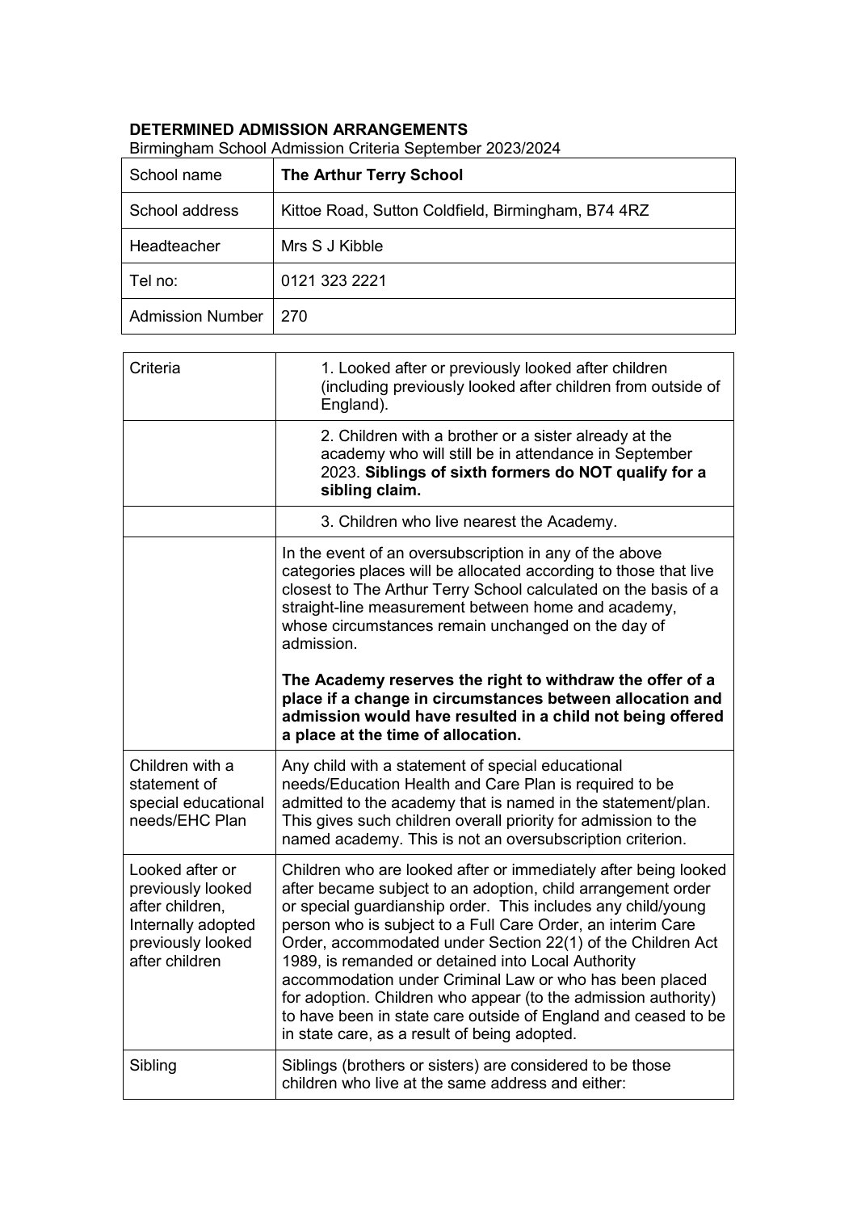**DETERMINED ADMISSION ARRANGEMENTS**

Birmingham School Admission Criteria September 2023/2024

| School name | **The Arthur Terry School** |
|---|---|
| School address | Kittoe Road, Sutton Coldfield, Birmingham, B74 4RZ |
| Headteacher | Mrs S J Kibble |
| Tel no: | 0121 323 2221 |
| Admission Number | 270 |

| Criteria | 1. Looked after or previously looked after children (including previously looked after children from outside of England). |
|---|---|
| | 2. Children with a brother or a sister already at the academy who will still be in attendance in September 2023. **Siblings of sixth formers do NOT qualify for a sibling claim.** |
| | 3. Children who live nearest the Academy. |
| | In the event of an oversubscription in any of the above categories places will be allocated according to those that live closest to The Arthur Terry School calculated on the basis of a straight-line measurement between home and academy, whose circumstances remain unchanged on the day of admission.<br><br>**The Academy reserves the right to withdraw the offer of a place if a change in circumstances between allocation and admission would have resulted in a child not being offered a place at the time of allocation.** |
| Children with a statement of special educational needs/EHC Plan | Any child with a statement of special educational needs/Education Health and Care Plan is required to be admitted to the academy that is named in the statement/plan. This gives such children overall priority for admission to the named academy. This is not an oversubscription criterion. |
| Looked after or previously looked after children, Internally adopted previously looked after children | Children who are looked after or immediately after being looked after became subject to an adoption, child arrangement order or special guardianship order. This includes any child/young person who is subject to a Full Care Order, an interim Care Order, accommodated under Section 22(1) of the Children Act 1989, is remanded or detained into Local Authority accommodation under Criminal Law or who has been placed for adoption. Children who appear (to the admission authority) to have been in state care outside of England and ceased to be in state care, as a result of being adopted. |
| Sibling | Siblings (brothers or sisters) are considered to be those children who live at the same address and either: |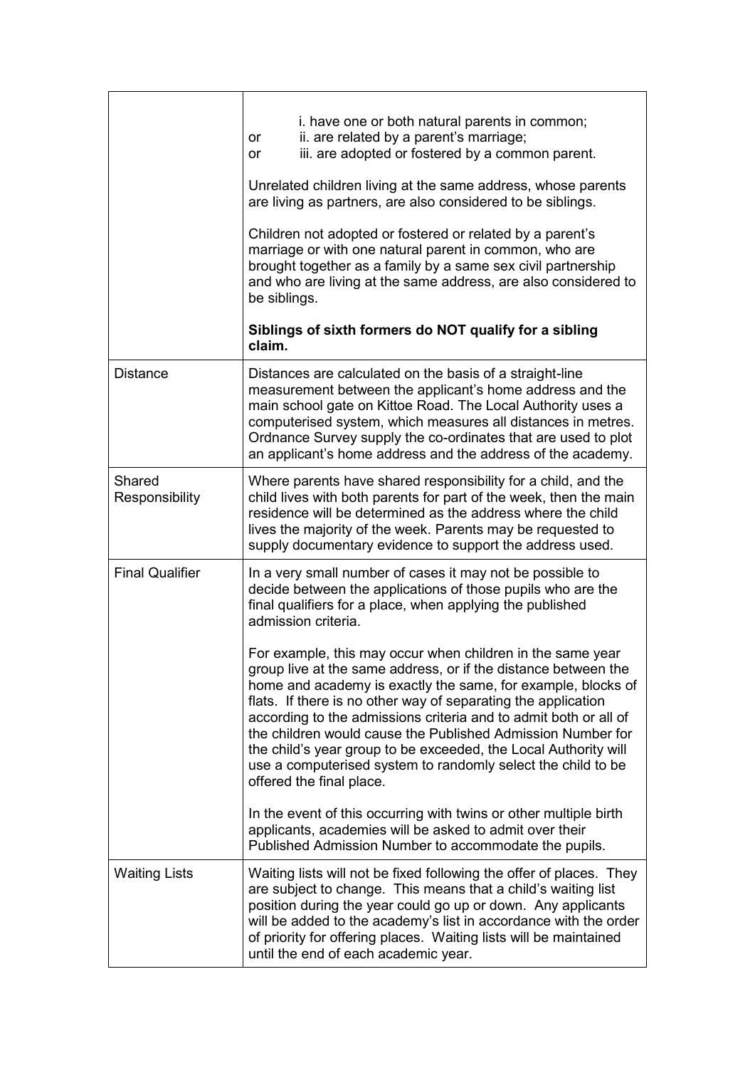| | |
|---|---|
| | i. have one or both natural parents in common;<br>or ii. are related by a parent's marriage;<br>or iii. are adopted or fostered by a common parent.<br><br>Unrelated children living at the same address, whose parents are living as partners, are also considered to be siblings.<br><br>Children not adopted or fostered or related by a parent's marriage or with one natural parent in common, who are brought together as a family by a same sex civil partnership and who are living at the same address, are also considered to be siblings.<br><br>**Siblings of sixth formers do NOT qualify for a sibling claim.** |
| Distance | Distances are calculated on the basis of a straight-line measurement between the applicant's home address and the main school gate on Kittoe Road. The Local Authority uses a computerised system, which measures all distances in metres. Ordnance Survey supply the co-ordinates that are used to plot an applicant's home address and the address of the academy. |
| Shared Responsibility | Where parents have shared responsibility for a child, and the child lives with both parents for part of the week, then the main residence will be determined as the address where the child lives the majority of the week. Parents may be requested to supply documentary evidence to support the address used. |
| Final Qualifier | In a very small number of cases it may not be possible to decide between the applications of those pupils who are the final qualifiers for a place, when applying the published admission criteria.<br><br>For example, this may occur when children in the same year group live at the same address, or if the distance between the home and academy is exactly the same, for example, blocks of flats. If there is no other way of separating the application according to the admissions criteria and to admit both or all of the children would cause the Published Admission Number for the child's year group to be exceeded, the Local Authority will use a computerised system to randomly select the child to be offered the final place.<br><br>In the event of this occurring with twins or other multiple birth applicants, academies will be asked to admit over their Published Admission Number to accommodate the pupils. |
| Waiting Lists | Waiting lists will not be fixed following the offer of places. They are subject to change. This means that a child's waiting list position during the year could go up or down. Any applicants will be added to the academy's list in accordance with the order of priority for offering places. Waiting lists will be maintained until the end of each academic year. |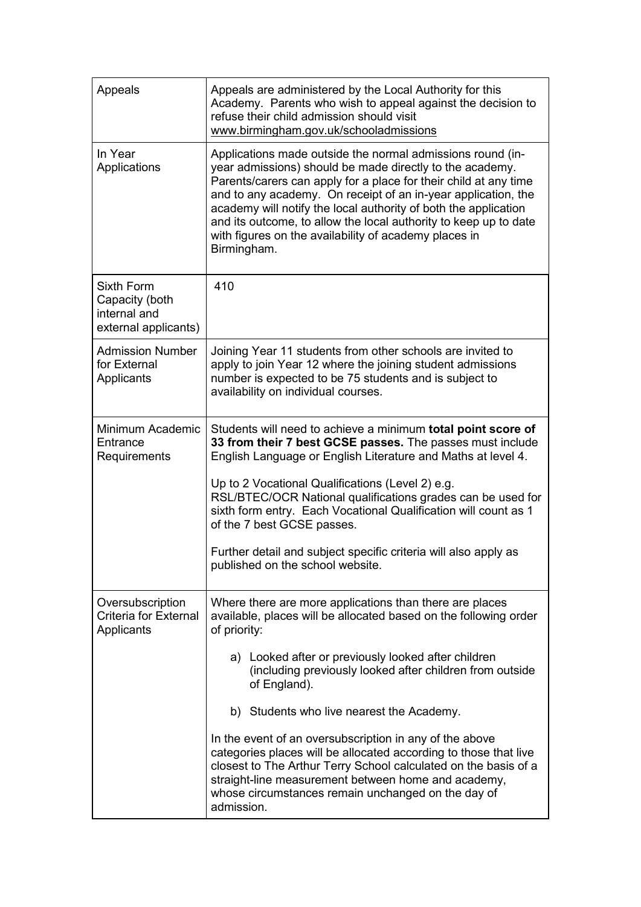| | |
|---|---|
| Appeals | Appeals are administered by the Local Authority for this Academy. Parents who wish to appeal against the decision to refuse their child admission should visit www.birmingham.gov.uk/schooladmissions |
| In Year Applications | Applications made outside the normal admissions round (in-year admissions) should be made directly to the academy. Parents/carers can apply for a place for their child at any time and to any academy. On receipt of an in-year application, the academy will notify the local authority of both the application and its outcome, to allow the local authority to keep up to date with figures on the availability of academy places in Birmingham. |
| Sixth Form Capacity (both internal and external applicants) | 410 |
| Admission Number for External Applicants | Joining Year 11 students from other schools are invited to apply to join Year 12 where the joining student admissions number is expected to be 75 students and is subject to availability on individual courses. |
| Minimum Academic Entrance Requirements | Students will need to achieve a minimum **total point score of 33 from their 7 best GCSE passes.** The passes must include English Language or English Literature and Maths at level 4.<br><br>Up to 2 Vocational Qualifications (Level 2) e.g. RSL/BTEC/OCR National qualifications grades can be used for sixth form entry. Each Vocational Qualification will count as 1 of the 7 best GCSE passes.<br><br>Further detail and subject specific criteria will also apply as published on the school website. |
| Oversubscription Criteria for External Applicants | Where there are more applications than there are places available, places will be allocated based on the following order of priority:<br><br>a) Looked after or previously looked after children (including previously looked after children from outside of England).<br><br>b) Students who live nearest the Academy.<br><br>In the event of an oversubscription in any of the above categories places will be allocated according to those that live closest to The Arthur Terry School calculated on the basis of a straight-line measurement between home and academy, whose circumstances remain unchanged on the day of admission. |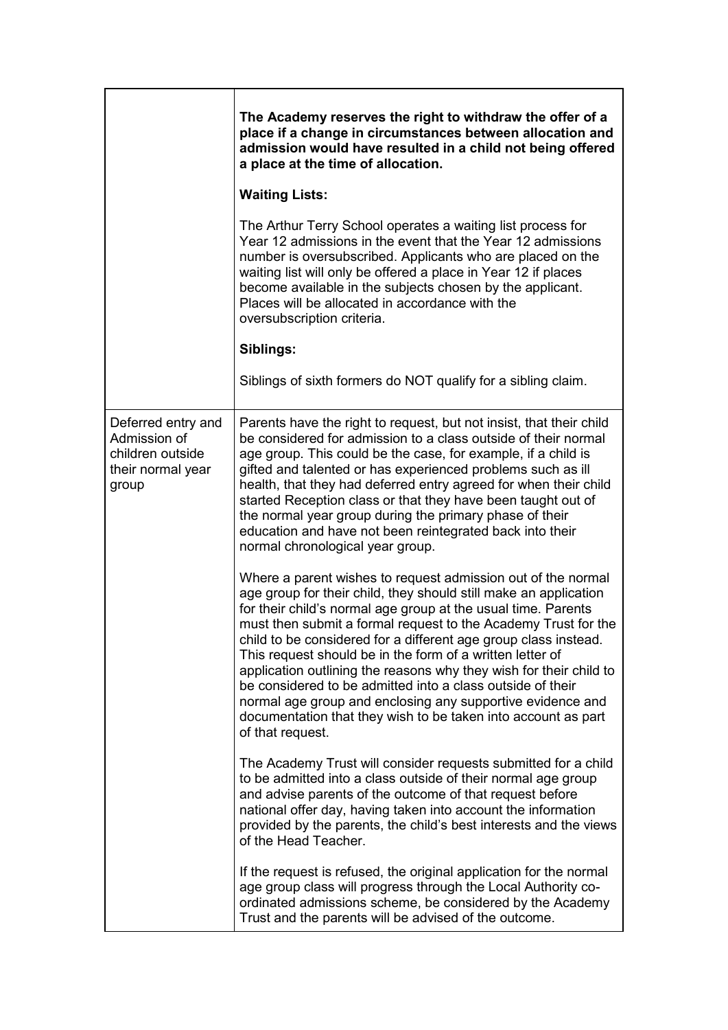| | |
|---|---|
| | **The Academy reserves the right to withdraw the offer of a place if a change in circumstances between allocation and admission would have resulted in a child not being offered a place at the time of allocation.**<br><br>**Waiting Lists:**<br><br>The Arthur Terry School operates a waiting list process for Year 12 admissions in the event that the Year 12 admissions number is oversubscribed. Applicants who are placed on the waiting list will only be offered a place in Year 12 if places become available in the subjects chosen by the applicant. Places will be allocated in accordance with the oversubscription criteria.<br><br>**Siblings:**<br><br>Siblings of sixth formers do NOT qualify for a sibling claim. |
| Deferred entry and Admission of children outside their normal year group | Parents have the right to request, but not insist, that their child be considered for admission to a class outside of their normal age group. This could be the case, for example, if a child is gifted and talented or has experienced problems such as ill health, that they had deferred entry agreed for when their child started Reception class or that they have been taught out of the normal year group during the primary phase of their education and have not been reintegrated back into their normal chronological year group.<br><br>Where a parent wishes to request admission out of the normal age group for their child, they should still make an application for their child's normal age group at the usual time. Parents must then submit a formal request to the Academy Trust for the child to be considered for a different age group class instead. This request should be in the form of a written letter of application outlining the reasons why they wish for their child to be considered to be admitted into a class outside of their normal age group and enclosing any supportive evidence and documentation that they wish to be taken into account as part of that request.<br><br>The Academy Trust will consider requests submitted for a child to be admitted into a class outside of their normal age group and advise parents of the outcome of that request before national offer day, having taken into account the information provided by the parents, the child's best interests and the views of the Head Teacher.<br><br>If the request is refused, the original application for the normal age group class will progress through the Local Authority co-ordinated admissions scheme, be considered by the Academy Trust and the parents will be advised of the outcome. |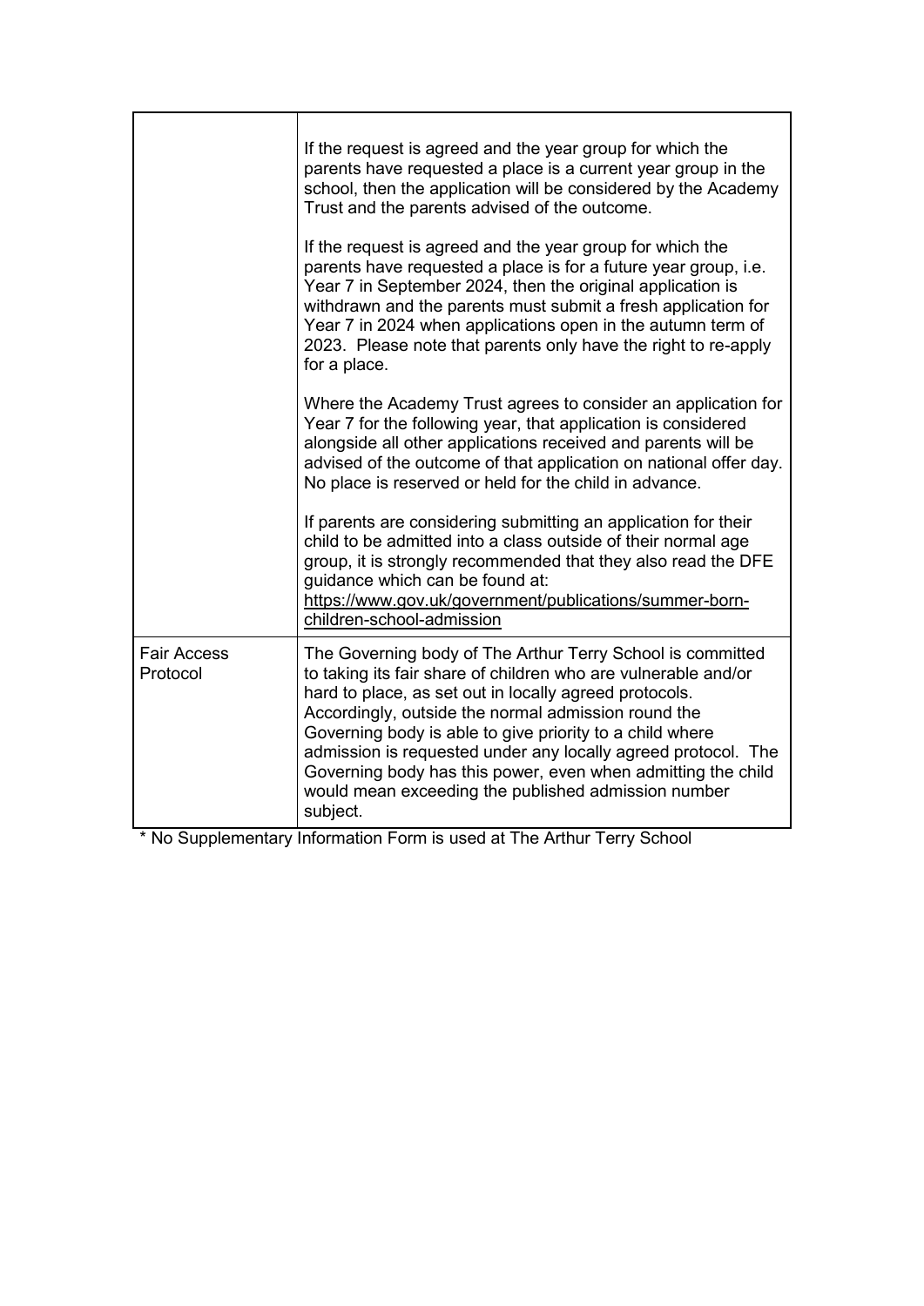| | |
|---|---|
| | If the request is agreed and the year group for which the parents have requested a place is a current year group in the school, then the application will be considered by the Academy Trust and the parents advised of the outcome.<br><br>If the request is agreed and the year group for which the parents have requested a place is for a future year group, i.e. Year 7 in September 2024, then the original application is withdrawn and the parents must submit a fresh application for Year 7 in 2024 when applications open in the autumn term of 2023. Please note that parents only have the right to re-apply for a place.<br><br>Where the Academy Trust agrees to consider an application for Year 7 for the following year, that application is considered alongside all other applications received and parents will be advised of the outcome of that application on national offer day. No place is reserved or held for the child in advance.<br><br>If parents are considering submitting an application for their child to be admitted into a class outside of their normal age group, it is strongly recommended that they also read the DFE guidance which can be found at: https://www.gov.uk/government/publications/summer-born-children-school-admission |
| Fair Access Protocol | The Governing body of The Arthur Terry School is committed to taking its fair share of children who are vulnerable and/or hard to place, as set out in locally agreed protocols. Accordingly, outside the normal admission round the Governing body is able to give priority to a child where admission is requested under any locally agreed protocol. The Governing body has this power, even when admitting the child would mean exceeding the published admission number subject. |

* No Supplementary Information Form is used at The Arthur Terry School